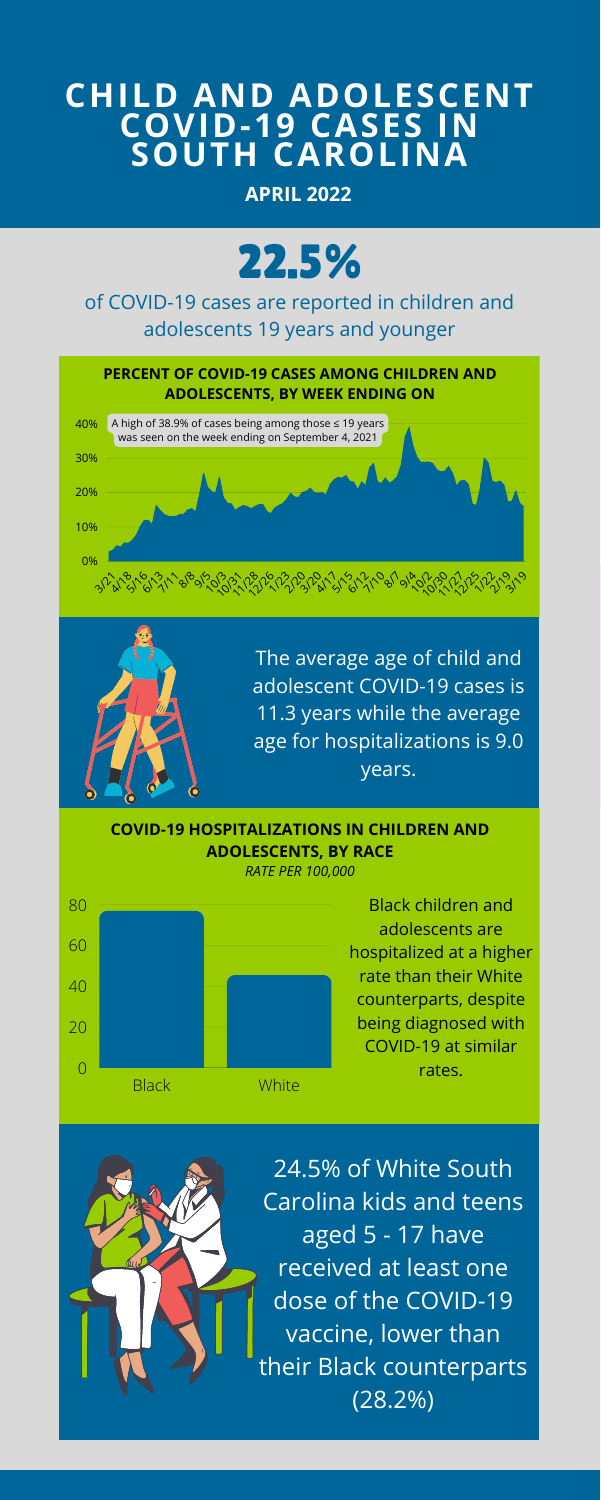# CHILD AND ADOLESCENT COVID-19 CASES IN SOUTH CAROLINA

**APRIL 2022**

# 22.5%

of COVID-19 cases are reported in children and adolescents 19 years and younger

**PERCENT OF COVID-19 CASES AMONG CHILDREN AND ADOLESCENTS, BY WEEK ENDING ON**

A high of 38.9% of cases being among those ≤ 19 years was seen on the week ending on September 4, 2021

The average age of child and adolescent COVID-19 cases is 11.3 years while the average age for hospitalizations is 9.0 years.

**COVID-19 HOSPITALIZATIONS IN CHILDREN AND ADOLESCENTS, BY RACE**

*RATE PER 100,000*

Black children and adolescents are hospitalized at a higher rate than their White counterparts, despite being diagnosed with COVID-19 at similar rates.

24.5% of White South Carolina kids and teens aged 5 - 17 have received at least one dose of the COVID-19 vaccine, lower than their Black counterparts (28.2%)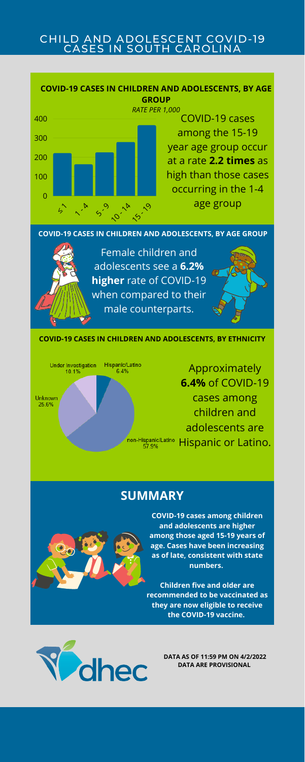# CHILD AND ADOLESCENT COVID-19 CASES IN SOUTH CAROLINA

## COVID-19 CASES IN CHILDREN AND ADOLESCENTS, BY AGE GROUP

*RATE PER 1,000*

400
300
200
100
0

≤1
1-4
5-9
10-14
15-19

COVID-19 cases among the 15-19 year age group occur at a rate **2.2 times** as high than those cases occurring in the 1-4 age group

## COVID-19 CASES IN CHILDREN AND ADOLESCENTS, BY AGE GROUP

Female children and adolescents see a **6.2% higher** rate of COVID-19 when compared to their male counterparts.

## COVID-19 CASES IN CHILDREN AND ADOLESCENTS, BY ETHNICITY

Under Investigation 10.1%
Hispanic/Latino 6.4%
Unknown 25.6%
non-Hispanic/Latino 57.9%

Approximately **6.4%** of COVID-19 cases among children and adolescents are Hispanic or Latino.

## SUMMARY

**COVID-19 cases among children and adolescents are higher among those aged 15-19 years of age. Cases have been increasing as of late, consistent with state numbers.**

**Children five and older are recommended to be vaccinated as they are now eligible to receive the COVID-19 vaccine.**

dhec

**DATA AS OF 11:59 PM ON 4/2/2022**
**DATA ARE PROVISIONAL**